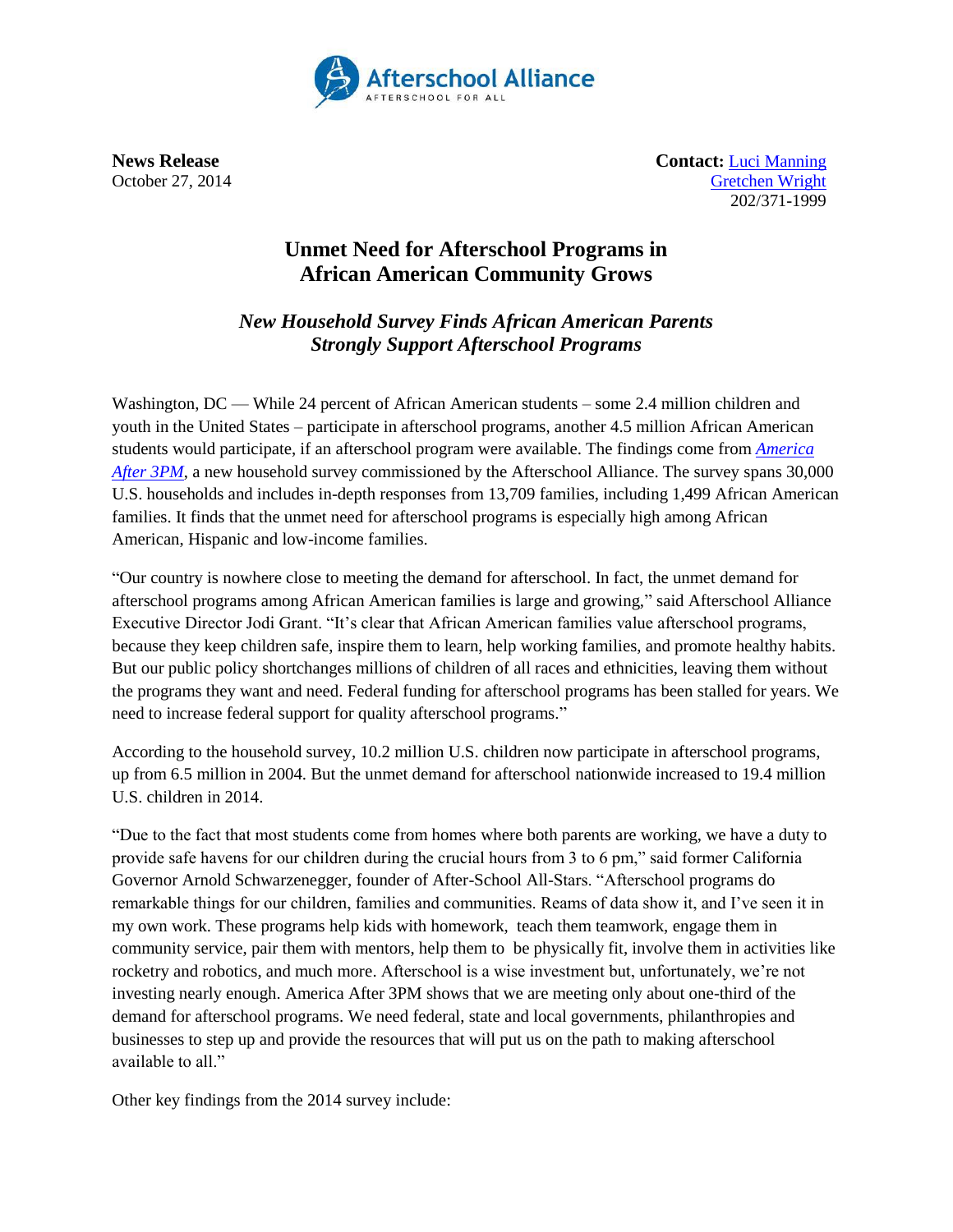Afterschool Alliance
AFTERSCHOOL FOR ALL

**News Release**
October 27, 2014

**Contact:** Luci Manning
Gretchen Wright
202/371-1999

# Unmet Need for Afterschool Programs in African American Community Grows

## *New Household Survey Finds African American Parents Strongly Support Afterschool Programs*

Washington, DC — While 24 percent of African American students – some 2.4 million children and youth in the United States – participate in afterschool programs, another 4.5 million African American students would participate, if an afterschool program were available. The findings come from ***America After 3PM***, a new household survey commissioned by the Afterschool Alliance. The survey spans 30,000 U.S. households and includes in-depth responses from 13,709 families, including 1,499 African American families. It finds that the unmet need for afterschool programs is especially high among African American, Hispanic and low-income families.

"Our country is nowhere close to meeting the demand for afterschool. In fact, the unmet demand for afterschool programs among African American families is large and growing," said Afterschool Alliance Executive Director Jodi Grant. "It's clear that African American families value afterschool programs, because they keep children safe, inspire them to learn, help working families, and promote healthy habits. But our public policy shortchanges millions of children of all races and ethnicities, leaving them without the programs they want and need. Federal funding for afterschool programs has been stalled for years. We need to increase federal support for quality afterschool programs."

According to the household survey, 10.2 million U.S. children now participate in afterschool programs, up from 6.5 million in 2004. But the unmet demand for afterschool nationwide increased to 19.4 million U.S. children in 2014.

"Due to the fact that most students come from homes where both parents are working, we have a duty to provide safe havens for our children during the crucial hours from 3 to 6 pm," said former California Governor Arnold Schwarzenegger, founder of After-School All-Stars. "Afterschool programs do remarkable things for our children, families and communities. Reams of data show it, and I've seen it in my own work. These programs help kids with homework, teach them teamwork, engage them in community service, pair them with mentors, help them to be physically fit, involve them in activities like rocketry and robotics, and much more. Afterschool is a wise investment but, unfortunately, we're not investing nearly enough. America After 3PM shows that we are meeting only about one-third of the demand for afterschool programs. We need federal, state and local governments, philanthropies and businesses to step up and provide the resources that will put us on the path to making afterschool available to all."

Other key findings from the 2014 survey include: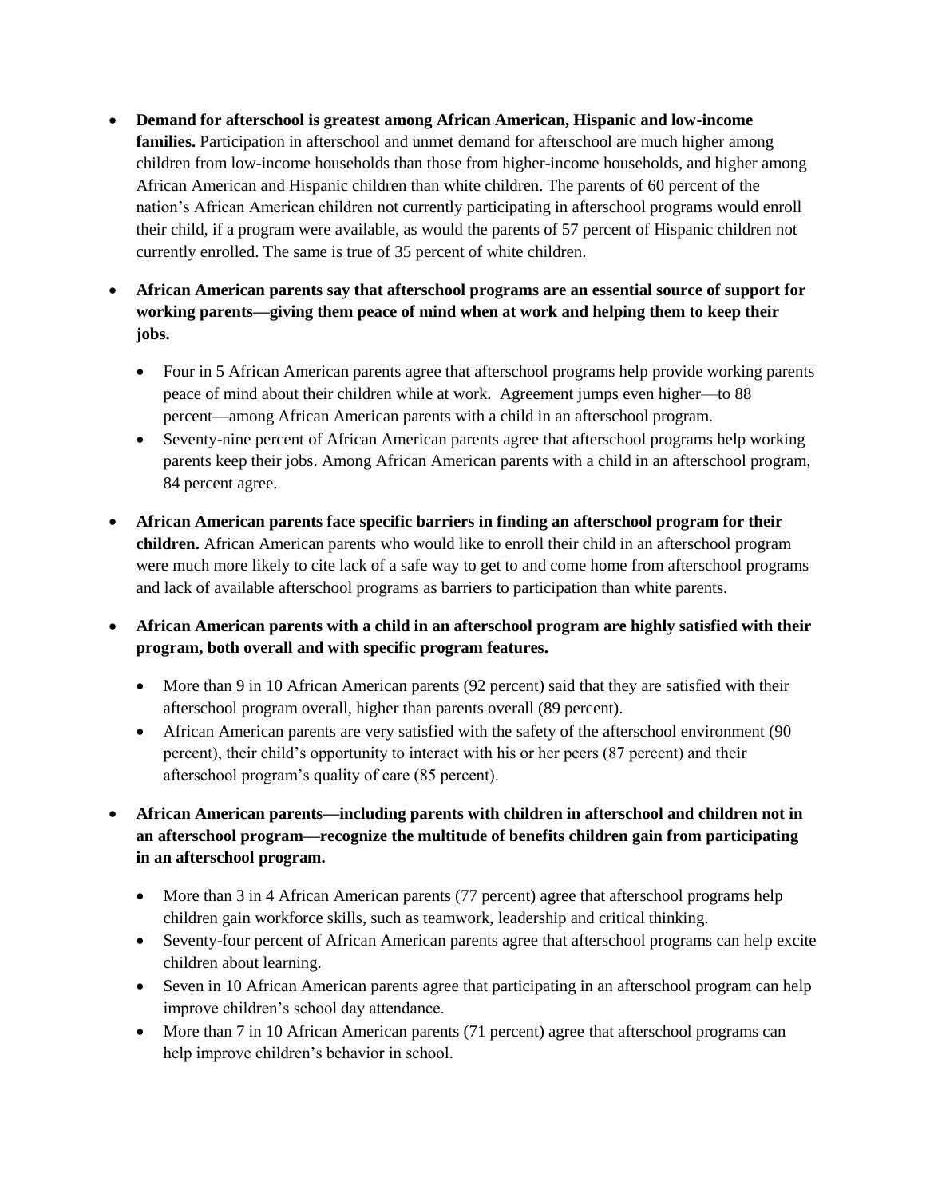- **Demand for afterschool is greatest among African American, Hispanic and low-income families.** Participation in afterschool and unmet demand for afterschool are much higher among children from low-income households than those from higher-income households, and higher among African American and Hispanic children than white children. The parents of 60 percent of the nation's African American children not currently participating in afterschool programs would enroll their child, if a program were available, as would the parents of 57 percent of Hispanic children not currently enrolled. The same is true of 35 percent of white children.

- **African American parents say that afterschool programs are an essential source of support for working parents—giving them peace of mind when at work and helping them to keep their jobs.**
  - Four in 5 African American parents agree that afterschool programs help provide working parents peace of mind about their children while at work. Agreement jumps even higher—to 88 percent—among African American parents with a child in an afterschool program.
  - Seventy-nine percent of African American parents agree that afterschool programs help working parents keep their jobs. Among African American parents with a child in an afterschool program, 84 percent agree.

- **African American parents face specific barriers in finding an afterschool program for their children.** African American parents who would like to enroll their child in an afterschool program were much more likely to cite lack of a safe way to get to and come home from afterschool programs and lack of available afterschool programs as barriers to participation than white parents.

- **African American parents with a child in an afterschool program are highly satisfied with their program, both overall and with specific program features.**
  - More than 9 in 10 African American parents (92 percent) said that they are satisfied with their afterschool program overall, higher than parents overall (89 percent).
  - African American parents are very satisfied with the safety of the afterschool environment (90 percent), their child's opportunity to interact with his or her peers (87 percent) and their afterschool program's quality of care (85 percent).

- **African American parents—including parents with children in afterschool and children not in an afterschool program—recognize the multitude of benefits children gain from participating in an afterschool program.**
  - More than 3 in 4 African American parents (77 percent) agree that afterschool programs help children gain workforce skills, such as teamwork, leadership and critical thinking.
  - Seventy-four percent of African American parents agree that afterschool programs can help excite children about learning.
  - Seven in 10 African American parents agree that participating in an afterschool program can help improve children's school day attendance.
  - More than 7 in 10 African American parents (71 percent) agree that afterschool programs can help improve children's behavior in school.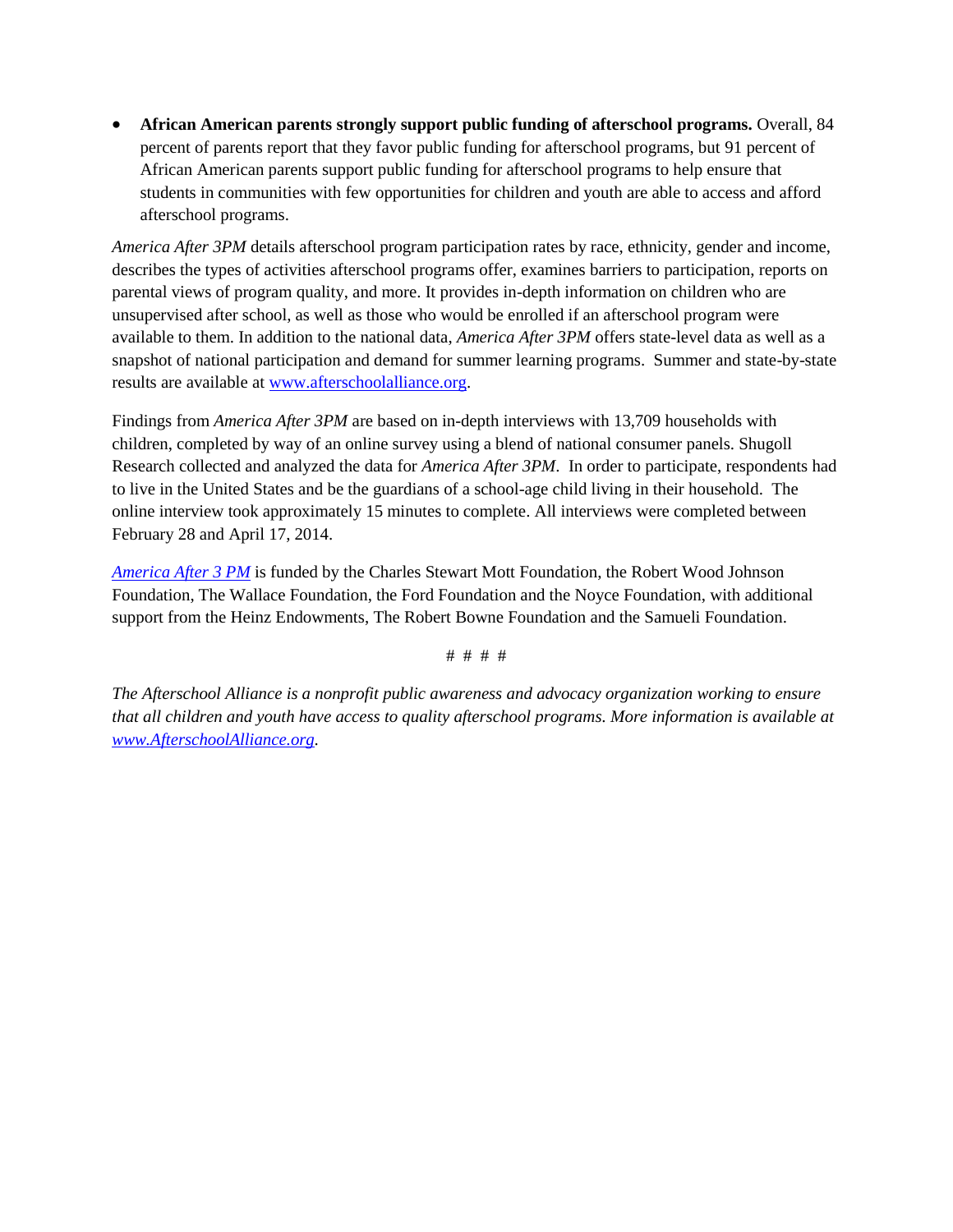- **African American parents strongly support public funding of afterschool programs.** Overall, 84 percent of parents report that they favor public funding for afterschool programs, but 91 percent of African American parents support public funding for afterschool programs to help ensure that students in communities with few opportunities for children and youth are able to access and afford afterschool programs.

*America After 3PM* details afterschool program participation rates by race, ethnicity, gender and income, describes the types of activities afterschool programs offer, examines barriers to participation, reports on parental views of program quality, and more. It provides in-depth information on children who are unsupervised after school, as well as those who would be enrolled if an afterschool program were available to them. In addition to the national data, *America After 3PM* offers state-level data as well as a snapshot of national participation and demand for summer learning programs. Summer and state-by-state results are available at [www.afterschoolalliance.org](http://www.afterschoolalliance.org).

Findings from *America After 3PM* are based on in-depth interviews with 13,709 households with children, completed by way of an online survey using a blend of national consumer panels. Shugoll Research collected and analyzed the data for *America After 3PM*. In order to participate, respondents had to live in the United States and be the guardians of a school-age child living in their household. The online interview took approximately 15 minutes to complete. All interviews were completed between February 28 and April 17, 2014.

[*America After 3 PM*]() is funded by the Charles Stewart Mott Foundation, the Robert Wood Johnson Foundation, The Wallace Foundation, the Ford Foundation and the Noyce Foundation, with additional support from the Heinz Endowments, The Robert Bowne Foundation and the Samueli Foundation.

# # # #

*The Afterschool Alliance is a nonprofit public awareness and advocacy organization working to ensure that all children and youth have access to quality afterschool programs. More information is available at [www.AfterschoolAlliance.org](http://www.AfterschoolAlliance.org).*